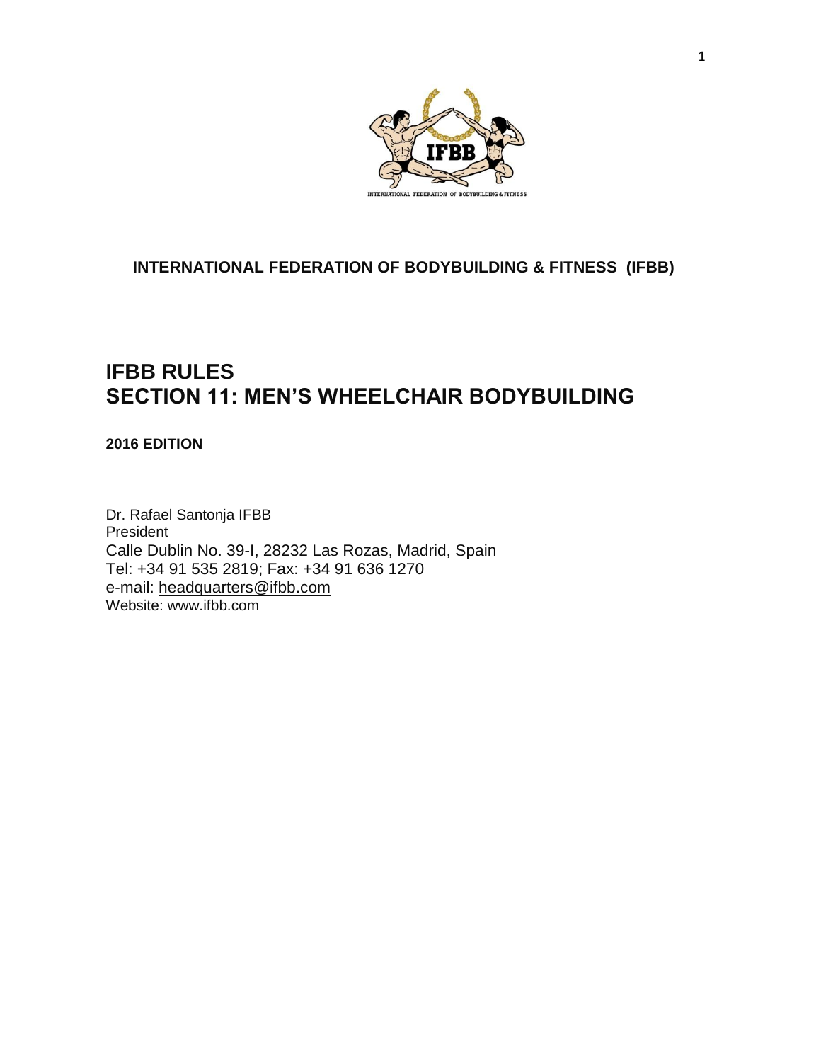**INTERNATIONAL FEDERATION OF BODYBUILDING & FITNESS (IFBB)**

# IFBB RULES
# SECTION 11: MEN'S WHEELCHAIR BODYBUILDING

**2016 EDITION**

Dr. Rafael Santonja IFBB
President
Calle Dublin No. 39-I, 28232 Las Rozas, Madrid, Spain
Tel: +34 91 535 2819; Fax: +34 91 636 1270
e-mail: headquarters@ifbb.com
Website: www.ifbb.com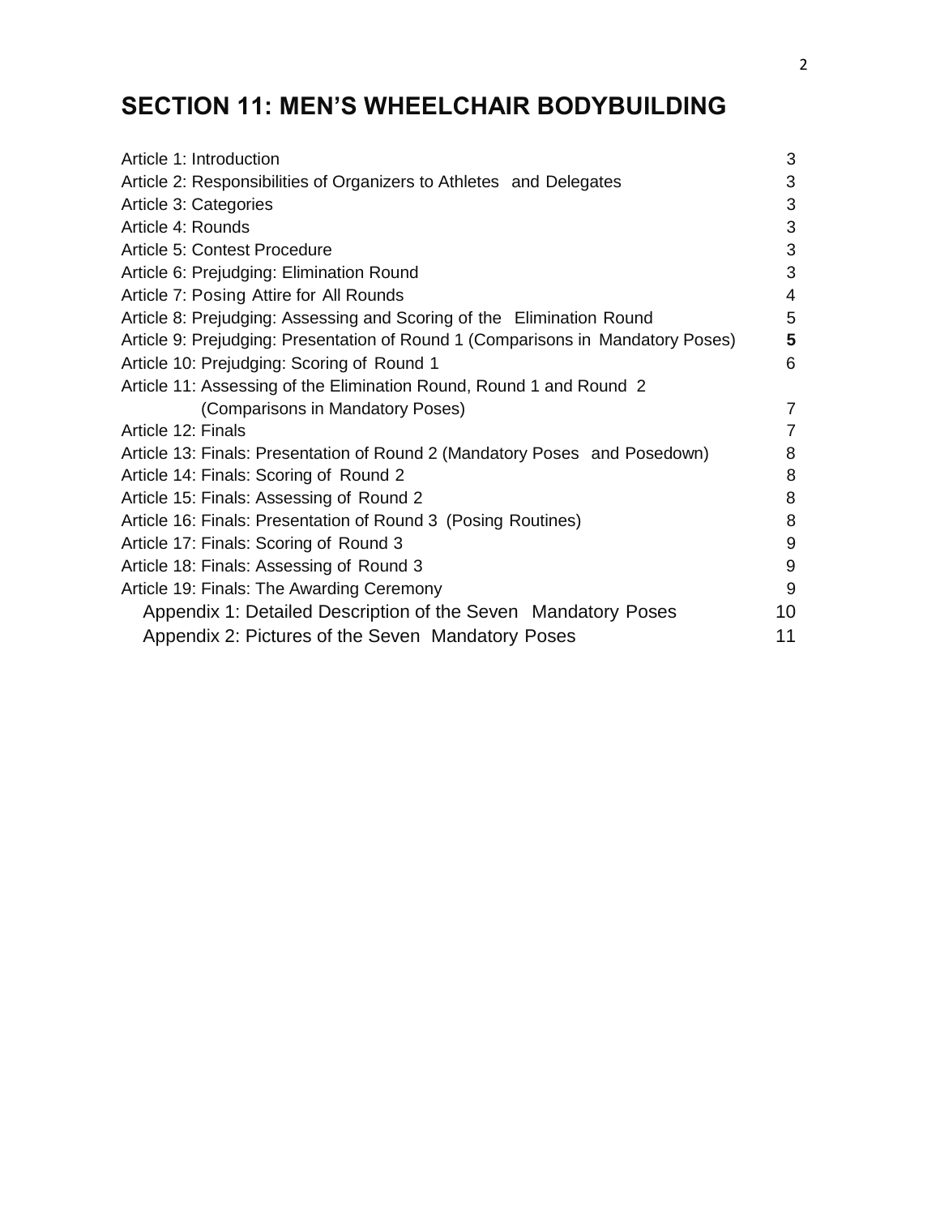# SECTION 11: MEN'S WHEELCHAIR BODYBUILDING

| | |
|---|---|
| Article 1: Introduction | 3 |
| Article 2: Responsibilities of Organizers to Athletes and Delegates | 3 |
| Article 3: Categories | 3 |
| Article 4: Rounds | 3 |
| Article 5: Contest Procedure | 3 |
| Article 6: Prejudging: Elimination Round | 3 |
| Article 7: Posing Attire for All Rounds | 4 |
| Article 8: Prejudging: Assessing and Scoring of the Elimination Round | 5 |
| Article 9: Prejudging: Presentation of Round 1 (Comparisons in Mandatory Poses) | **5** |
| Article 10: Prejudging: Scoring of Round 1 | 6 |
| Article 11: Assessing of the Elimination Round, Round 1 and Round 2 (Comparisons in Mandatory Poses) | 7 |
| Article 12: Finals | 7 |
| Article 13: Finals: Presentation of Round 2 (Mandatory Poses and Posedown) | 8 |
| Article 14: Finals: Scoring of Round 2 | 8 |
| Article 15: Finals: Assessing of Round 2 | 8 |
| Article 16: Finals: Presentation of Round 3 (Posing Routines) | 8 |
| Article 17: Finals: Scoring of Round 3 | 9 |
| Article 18: Finals: Assessing of Round 3 | 9 |
| Article 19: Finals: The Awarding Ceremony | 9 |
| Appendix 1: Detailed Description of the Seven Mandatory Poses | 10 |
| Appendix 2: Pictures of the Seven Mandatory Poses | 11 |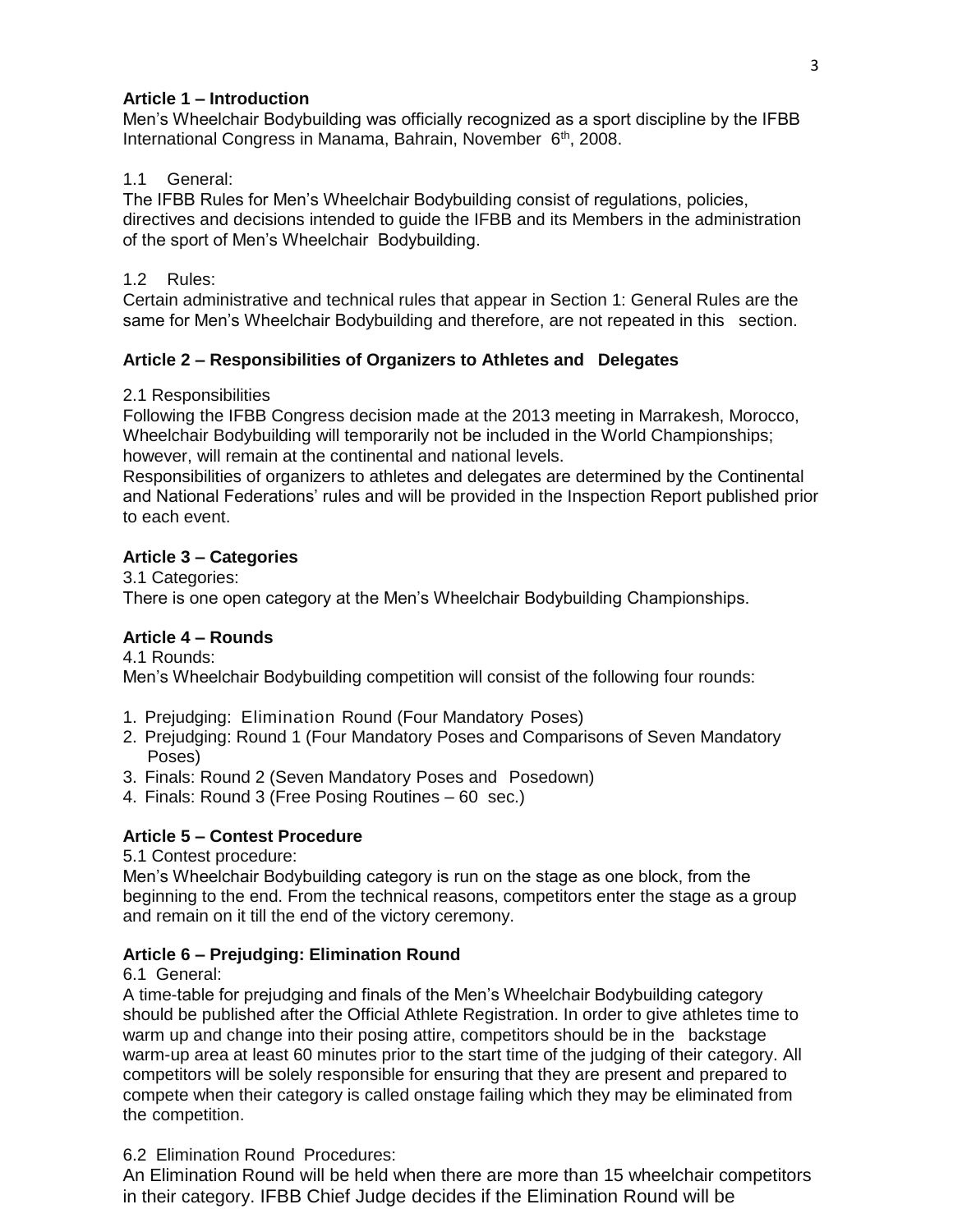## Article 1 – Introduction

Men's Wheelchair Bodybuilding was officially recognized as a sport discipline by the IFBB International Congress in Manama, Bahrain, November 6th, 2008.

1.1 General:

The IFBB Rules for Men's Wheelchair Bodybuilding consist of regulations, policies, directives and decisions intended to guide the IFBB and its Members in the administration of the sport of Men's Wheelchair Bodybuilding.

1.2 Rules:

Certain administrative and technical rules that appear in Section 1: General Rules are the same for Men's Wheelchair Bodybuilding and therefore, are not repeated in this section.

## Article 2 – Responsibilities of Organizers to Athletes and Delegates

2.1 Responsibilities

Following the IFBB Congress decision made at the 2013 meeting in Marrakesh, Morocco, Wheelchair Bodybuilding will temporarily not be included in the World Championships; however, will remain at the continental and national levels.

Responsibilities of organizers to athletes and delegates are determined by the Continental and National Federations' rules and will be provided in the Inspection Report published prior to each event.

## Article 3 – Categories

3.1 Categories:

There is one open category at the Men's Wheelchair Bodybuilding Championships.

## Article 4 – Rounds

4.1 Rounds:

Men's Wheelchair Bodybuilding competition will consist of the following four rounds:

1. Prejudging: Elimination Round (Four Mandatory Poses)
2. Prejudging: Round 1 (Four Mandatory Poses and Comparisons of Seven Mandatory Poses)
3. Finals: Round 2 (Seven Mandatory Poses and Posedown)
4. Finals: Round 3 (Free Posing Routines – 60 sec.)

## Article 5 – Contest Procedure

5.1 Contest procedure:

Men's Wheelchair Bodybuilding category is run on the stage as one block, from the beginning to the end. From the technical reasons, competitors enter the stage as a group and remain on it till the end of the victory ceremony.

## Article 6 – Prejudging: Elimination Round

6.1 General:

A time-table for prejudging and finals of the Men's Wheelchair Bodybuilding category should be published after the Official Athlete Registration. In order to give athletes time to warm up and change into their posing attire, competitors should be in the backstage warm-up area at least 60 minutes prior to the start time of the judging of their category. All competitors will be solely responsible for ensuring that they are present and prepared to compete when their category is called onstage failing which they may be eliminated from the competition.

6.2 Elimination Round Procedures:

An Elimination Round will be held when there are more than 15 wheelchair competitors in their category. IFBB Chief Judge decides if the Elimination Round will be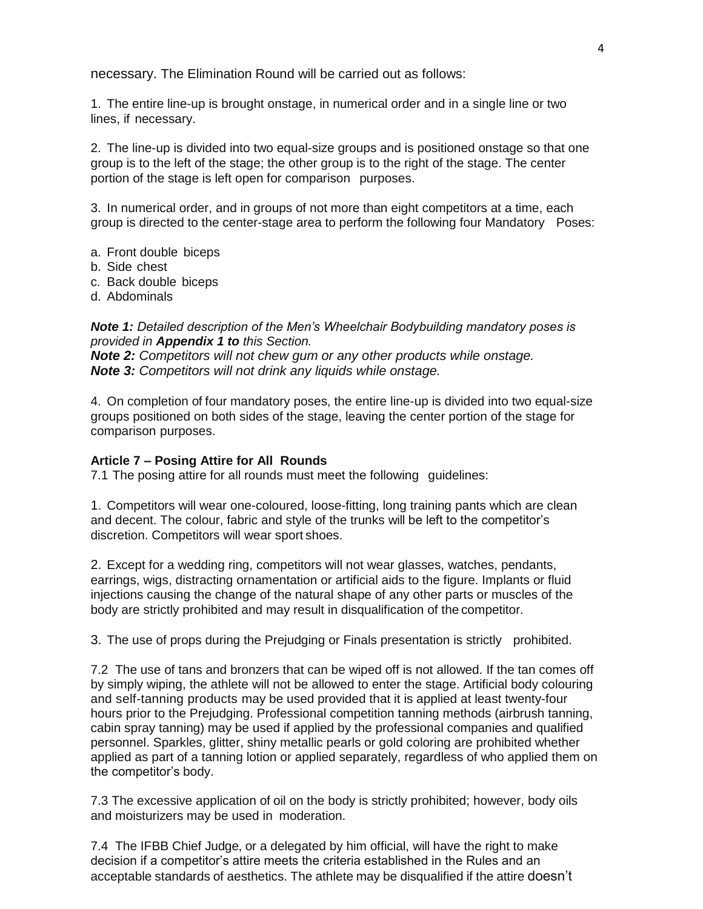necessary. The Elimination Round will be carried out as follows:

1. The entire line-up is brought onstage, in numerical order and in a single line or two lines, if necessary.

2. The line-up is divided into two equal-size groups and is positioned onstage so that one group is to the left of the stage; the other group is to the right of the stage. The center portion of the stage is left open for comparison purposes.

3. In numerical order, and in groups of not more than eight competitors at a time, each group is directed to the center-stage area to perform the following four Mandatory Poses:

a. Front double biceps
b. Side chest
c. Back double biceps
d. Abdominals

***Note 1:*** *Detailed description of the Men's Wheelchair Bodybuilding mandatory poses is provided in* ***Appendix 1 to*** *this Section.*
***Note 2:*** *Competitors will not chew gum or any other products while onstage.*
***Note 3:*** *Competitors will not drink any liquids while onstage.*

4. On completion of four mandatory poses, the entire line-up is divided into two equal-size groups positioned on both sides of the stage, leaving the center portion of the stage for comparison purposes.

**Article 7 – Posing Attire for All Rounds**

7.1 The posing attire for all rounds must meet the following guidelines:

1. Competitors will wear one-coloured, loose-fitting, long training pants which are clean and decent. The colour, fabric and style of the trunks will be left to the competitor's discretion. Competitors will wear sport shoes.

2. Except for a wedding ring, competitors will not wear glasses, watches, pendants, earrings, wigs, distracting ornamentation or artificial aids to the figure. Implants or fluid injections causing the change of the natural shape of any other parts or muscles of the body are strictly prohibited and may result in disqualification of the competitor.

3. The use of props during the Prejudging or Finals presentation is strictly prohibited.

7.2 The use of tans and bronzers that can be wiped off is not allowed. If the tan comes off by simply wiping, the athlete will not be allowed to enter the stage. Artificial body colouring and self-tanning products may be used provided that it is applied at least twenty-four hours prior to the Prejudging. Professional competition tanning methods (airbrush tanning, cabin spray tanning) may be used if applied by the professional companies and qualified personnel. Sparkles, glitter, shiny metallic pearls or gold coloring are prohibited whether applied as part of a tanning lotion or applied separately, regardless of who applied them on the competitor's body.

7.3 The excessive application of oil on the body is strictly prohibited; however, body oils and moisturizers may be used in moderation.

7.4 The IFBB Chief Judge, or a delegated by him official, will have the right to make decision if a competitor's attire meets the criteria established in the Rules and an acceptable standards of aesthetics. The athlete may be disqualified if the attire doesn't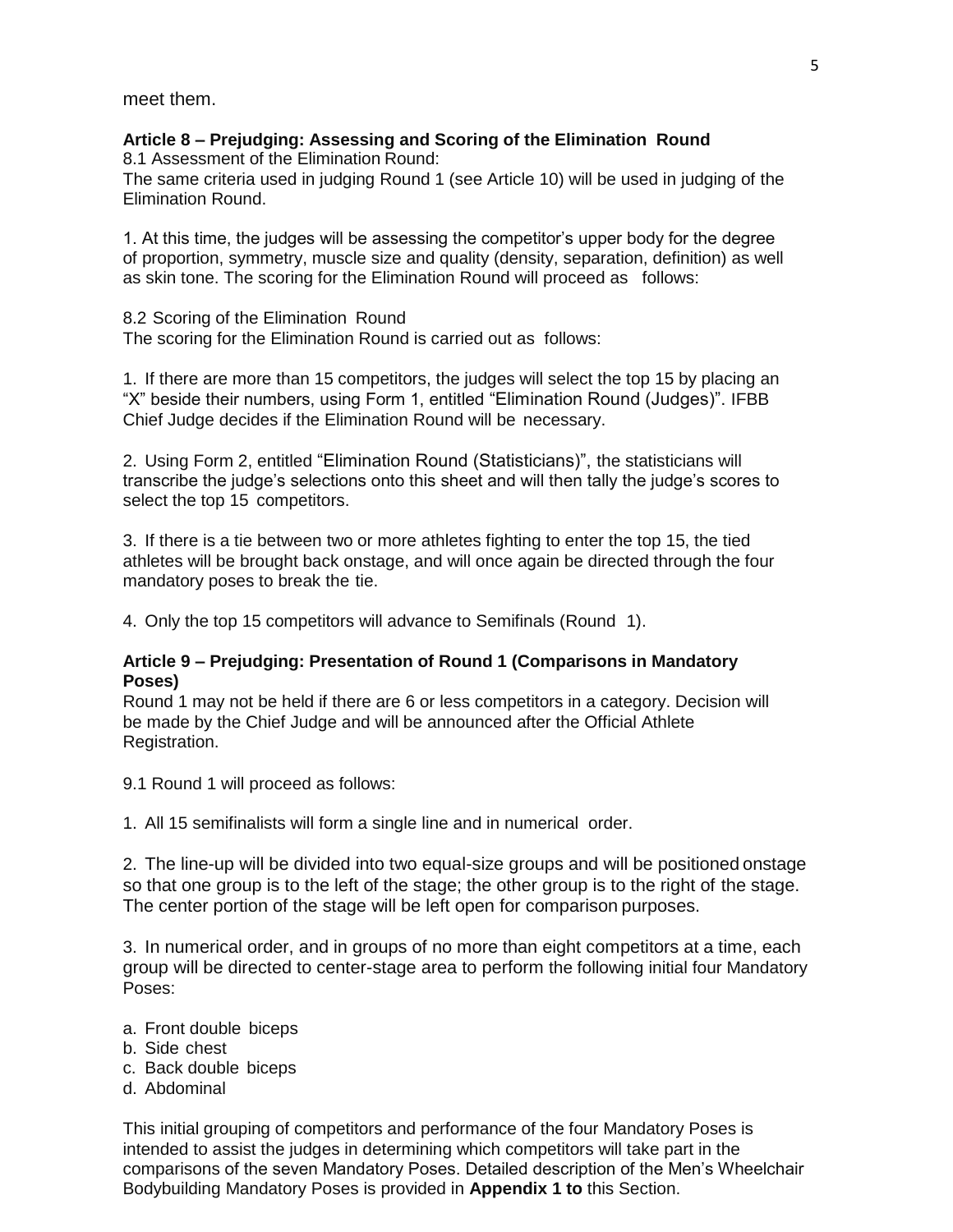meet them.

**Article 8 – Prejudging: Assessing and Scoring of the Elimination Round**

8.1 Assessment of the Elimination Round:
The same criteria used in judging Round 1 (see Article 10) will be used in judging of the Elimination Round.

1. At this time, the judges will be assessing the competitor's upper body for the degree of proportion, symmetry, muscle size and quality (density, separation, definition) as well as skin tone. The scoring for the Elimination Round will proceed as follows:

8.2 Scoring of the Elimination Round
The scoring for the Elimination Round is carried out as follows:

1. If there are more than 15 competitors, the judges will select the top 15 by placing an "X" beside their numbers, using Form 1, entitled "Elimination Round (Judges)". IFBB Chief Judge decides if the Elimination Round will be necessary.

2. Using Form 2, entitled "Elimination Round (Statisticians)", the statisticians will transcribe the judge's selections onto this sheet and will then tally the judge's scores to select the top 15 competitors.

3. If there is a tie between two or more athletes fighting to enter the top 15, the tied athletes will be brought back onstage, and will once again be directed through the four mandatory poses to break the tie.

4. Only the top 15 competitors will advance to Semifinals (Round 1).

**Article 9 – Prejudging: Presentation of Round 1 (Comparisons in Mandatory Poses)**

Round 1 may not be held if there are 6 or less competitors in a category. Decision will be made by the Chief Judge and will be announced after the Official Athlete Registration.

9.1 Round 1 will proceed as follows:

1. All 15 semifinalists will form a single line and in numerical order.

2. The line-up will be divided into two equal-size groups and will be positioned onstage so that one group is to the left of the stage; the other group is to the right of the stage. The center portion of the stage will be left open for comparison purposes.

3. In numerical order, and in groups of no more than eight competitors at a time, each group will be directed to center-stage area to perform the following initial four Mandatory Poses:

a. Front double biceps
b. Side chest
c. Back double biceps
d. Abdominal

This initial grouping of competitors and performance of the four Mandatory Poses is intended to assist the judges in determining which competitors will take part in the comparisons of the seven Mandatory Poses. Detailed description of the Men's Wheelchair Bodybuilding Mandatory Poses is provided in **Appendix 1 to** this Section.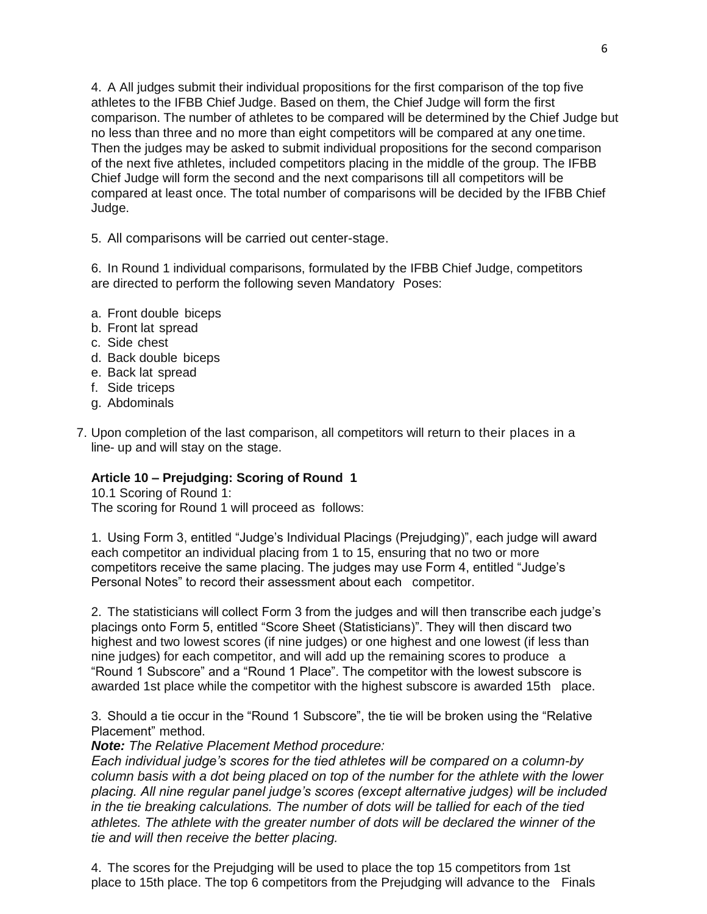4. A All judges submit their individual propositions for the first comparison of the top five athletes to the IFBB Chief Judge. Based on them, the Chief Judge will form the first comparison. The number of athletes to be compared will be determined by the Chief Judge but no less than three and no more than eight competitors will be compared at any one time. Then the judges may be asked to submit individual propositions for the second comparison of the next five athletes, included competitors placing in the middle of the group. The IFBB Chief Judge will form the second and the next comparisons till all competitors will be compared at least once. The total number of comparisons will be decided by the IFBB Chief Judge.

5. All comparisons will be carried out center-stage.

6. In Round 1 individual comparisons, formulated by the IFBB Chief Judge, competitors are directed to perform the following seven Mandatory Poses:

a. Front double biceps
b. Front lat spread
c. Side chest
d. Back double biceps
e. Back lat spread
f. Side triceps
g. Abdominals

7. Upon completion of the last comparison, all competitors will return to their places in a line- up and will stay on the stage.

**Article 10 – Prejudging: Scoring of Round 1**

10.1 Scoring of Round 1:
The scoring for Round 1 will proceed as follows:

1. Using Form 3, entitled "Judge's Individual Placings (Prejudging)", each judge will award each competitor an individual placing from 1 to 15, ensuring that no two or more competitors receive the same placing. The judges may use Form 4, entitled "Judge's Personal Notes" to record their assessment about each competitor.

2. The statisticians will collect Form 3 from the judges and will then transcribe each judge's placings onto Form 5, entitled "Score Sheet (Statisticians)". They will then discard two highest and two lowest scores (if nine judges) or one highest and one lowest (if less than nine judges) for each competitor, and will add up the remaining scores to produce a "Round 1 Subscore" and a "Round 1 Place". The competitor with the lowest subscore is awarded 1st place while the competitor with the highest subscore is awarded 15th place.

3. Should a tie occur in the "Round 1 Subscore", the tie will be broken using the "Relative Placement" method.

***Note:*** *The Relative Placement Method procedure:*
*Each individual judge's scores for the tied athletes will be compared on a column-by column basis with a dot being placed on top of the number for the athlete with the lower placing. All nine regular panel judge's scores (except alternative judges) will be included in the tie breaking calculations. The number of dots will be tallied for each of the tied athletes. The athlete with the greater number of dots will be declared the winner of the tie and will then receive the better placing.*

4. The scores for the Prejudging will be used to place the top 15 competitors from 1st place to 15th place. The top 6 competitors from the Prejudging will advance to the Finals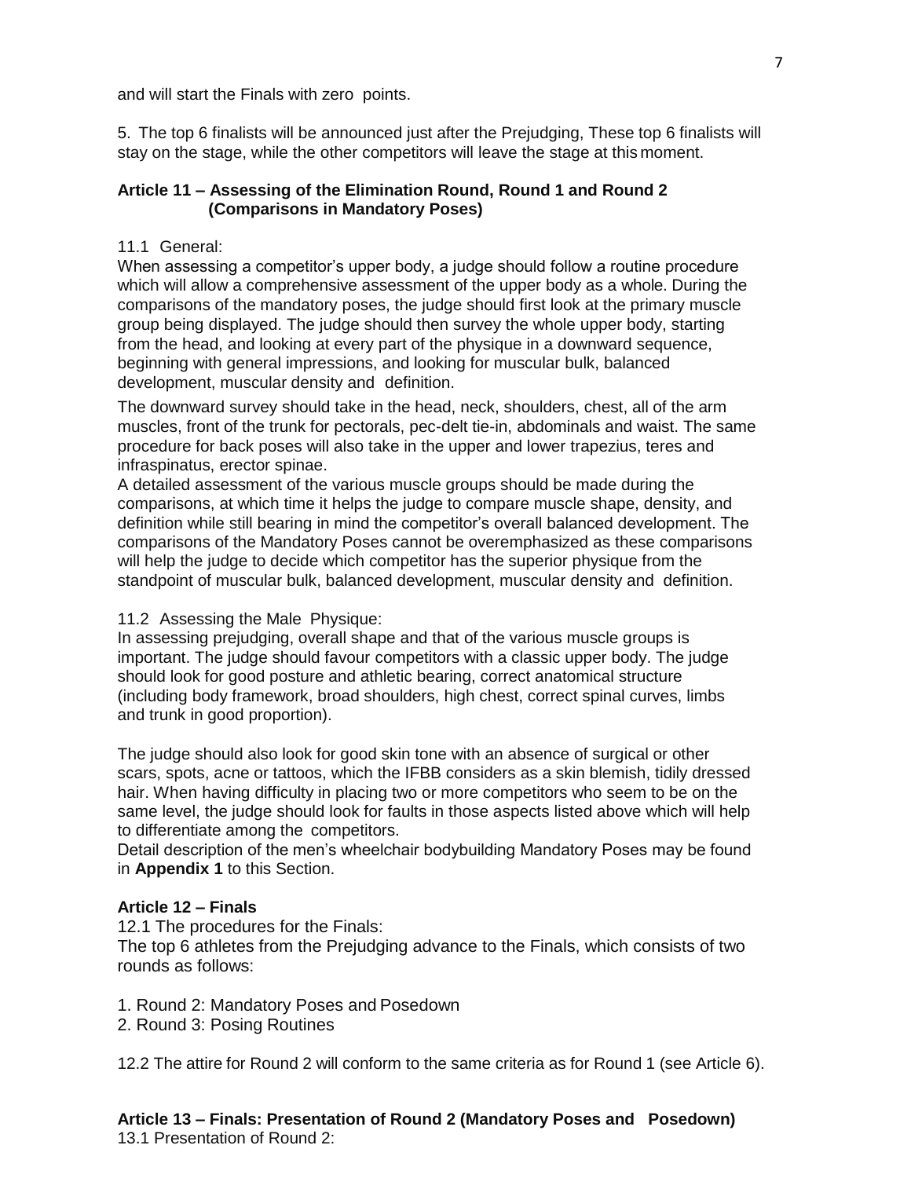and will start the Finals with zero points.

5. The top 6 finalists will be announced just after the Prejudging, These top 6 finalists will stay on the stage, while the other competitors will leave the stage at this moment.

### Article 11 – Assessing of the Elimination Round, Round 1 and Round 2 (Comparisons in Mandatory Poses)

11.1 General:
When assessing a competitor's upper body, a judge should follow a routine procedure which will allow a comprehensive assessment of the upper body as a whole. During the comparisons of the mandatory poses, the judge should first look at the primary muscle group being displayed. The judge should then survey the whole upper body, starting from the head, and looking at every part of the physique in a downward sequence, beginning with general impressions, and looking for muscular bulk, balanced development, muscular density and definition.

The downward survey should take in the head, neck, shoulders, chest, all of the arm muscles, front of the trunk for pectorals, pec-delt tie-in, abdominals and waist. The same procedure for back poses will also take in the upper and lower trapezius, teres and infraspinatus, erector spinae.
A detailed assessment of the various muscle groups should be made during the comparisons, at which time it helps the judge to compare muscle shape, density, and definition while still bearing in mind the competitor's overall balanced development. The comparisons of the Mandatory Poses cannot be overemphasized as these comparisons will help the judge to decide which competitor has the superior physique from the standpoint of muscular bulk, balanced development, muscular density and definition.

11.2 Assessing the Male Physique:
In assessing prejudging, overall shape and that of the various muscle groups is important. The judge should favour competitors with a classic upper body. The judge should look for good posture and athletic bearing, correct anatomical structure (including body framework, broad shoulders, high chest, correct spinal curves, limbs and trunk in good proportion).

The judge should also look for good skin tone with an absence of surgical or other scars, spots, acne or tattoos, which the IFBB considers as a skin blemish, tidily dressed hair. When having difficulty in placing two or more competitors who seem to be on the same level, the judge should look for faults in those aspects listed above which will help to differentiate among the competitors.
Detail description of the men's wheelchair bodybuilding Mandatory Poses may be found in **Appendix 1** to this Section.

### Article 12 – Finals

12.1 The procedures for the Finals:
The top 6 athletes from the Prejudging advance to the Finals, which consists of two rounds as follows:

1. Round 2: Mandatory Poses and Posedown
2. Round 3: Posing Routines

12.2 The attire for Round 2 will conform to the same criteria as for Round 1 (see Article 6).

### Article 13 – Finals: Presentation of Round 2 (Mandatory Poses and Posedown)

13.1 Presentation of Round 2: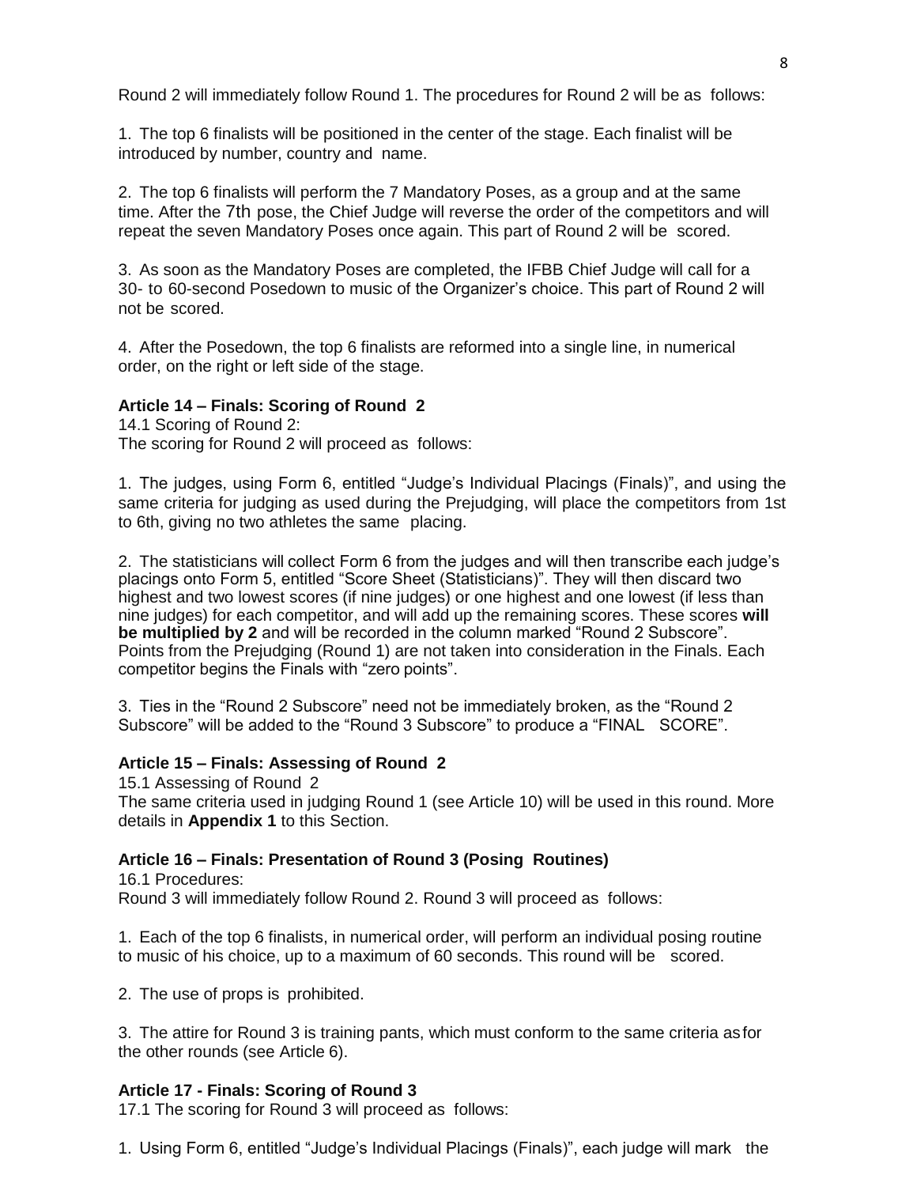Round 2 will immediately follow Round 1. The procedures for Round 2 will be as follows:

1. The top 6 finalists will be positioned in the center of the stage. Each finalist will be introduced by number, country and name.

2. The top 6 finalists will perform the 7 Mandatory Poses, as a group and at the same time. After the 7th pose, the Chief Judge will reverse the order of the competitors and will repeat the seven Mandatory Poses once again. This part of Round 2 will be scored.

3. As soon as the Mandatory Poses are completed, the IFBB Chief Judge will call for a 30- to 60-second Posedown to music of the Organizer's choice. This part of Round 2 will not be scored.

4. After the Posedown, the top 6 finalists are reformed into a single line, in numerical order, on the right or left side of the stage.

### Article 14 – Finals: Scoring of Round 2

14.1 Scoring of Round 2:
The scoring for Round 2 will proceed as follows:

1. The judges, using Form 6, entitled "Judge's Individual Placings (Finals)", and using the same criteria for judging as used during the Prejudging, will place the competitors from 1st to 6th, giving no two athletes the same placing.

2. The statisticians will collect Form 6 from the judges and will then transcribe each judge's placings onto Form 5, entitled "Score Sheet (Statisticians)". They will then discard two highest and two lowest scores (if nine judges) or one highest and one lowest (if less than nine judges) for each competitor, and will add up the remaining scores. These scores **will be multiplied by 2** and will be recorded in the column marked "Round 2 Subscore". Points from the Prejudging (Round 1) are not taken into consideration in the Finals. Each competitor begins the Finals with "zero points".

3. Ties in the "Round 2 Subscore" need not be immediately broken, as the "Round 2 Subscore" will be added to the "Round 3 Subscore" to produce a "FINAL SCORE".

### Article 15 – Finals: Assessing of Round 2

15.1 Assessing of Round 2
The same criteria used in judging Round 1 (see Article 10) will be used in this round. More details in **Appendix 1** to this Section.

### Article 16 – Finals: Presentation of Round 3 (Posing Routines)

16.1 Procedures:
Round 3 will immediately follow Round 2. Round 3 will proceed as follows:

1. Each of the top 6 finalists, in numerical order, will perform an individual posing routine to music of his choice, up to a maximum of 60 seconds. This round will be scored.

2. The use of props is prohibited.

3. The attire for Round 3 is training pants, which must conform to the same criteria as for the other rounds (see Article 6).

### Article 17 - Finals: Scoring of Round 3

17.1 The scoring for Round 3 will proceed as follows:

1. Using Form 6, entitled "Judge's Individual Placings (Finals)", each judge will mark the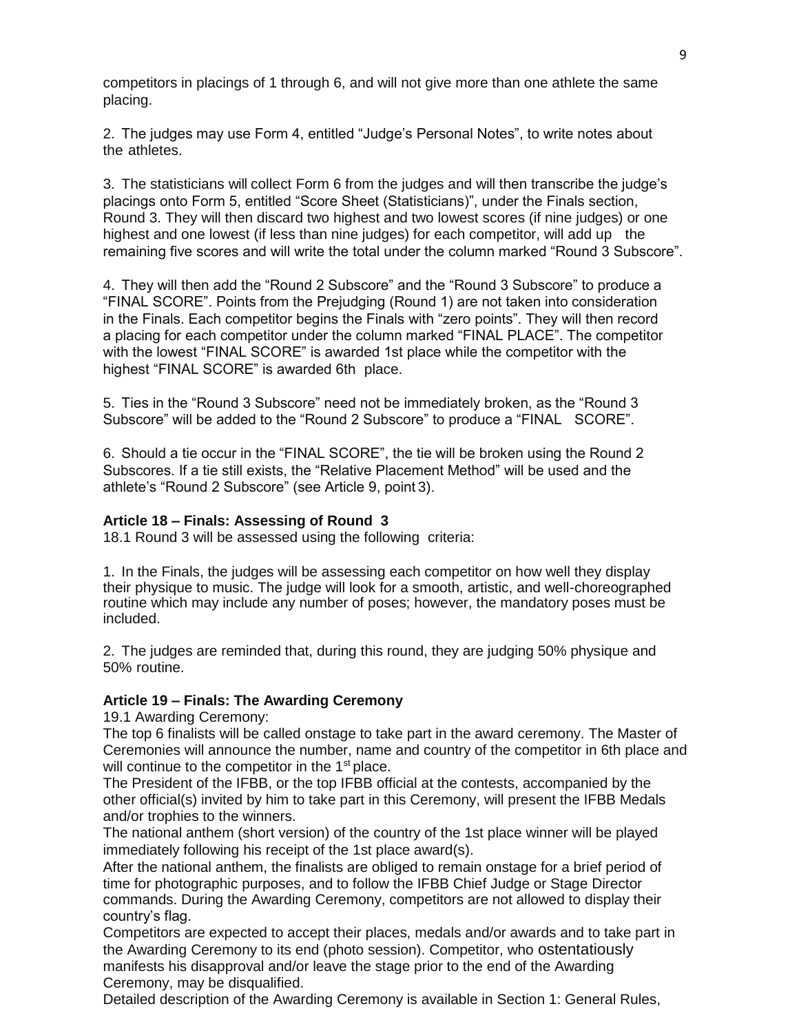competitors in placings of 1 through 6, and will not give more than one athlete the same placing.

2. The judges may use Form 4, entitled "Judge's Personal Notes", to write notes about the athletes.

3. The statisticians will collect Form 6 from the judges and will then transcribe the judge's placings onto Form 5, entitled "Score Sheet (Statisticians)", under the Finals section, Round 3. They will then discard two highest and two lowest scores (if nine judges) or one highest and one lowest (if less than nine judges) for each competitor, will add up the remaining five scores and will write the total under the column marked "Round 3 Subscore".

4. They will then add the "Round 2 Subscore" and the "Round 3 Subscore" to produce a "FINAL SCORE". Points from the Prejudging (Round 1) are not taken into consideration in the Finals. Each competitor begins the Finals with "zero points". They will then record a placing for each competitor under the column marked "FINAL PLACE". The competitor with the lowest "FINAL SCORE" is awarded 1st place while the competitor with the highest "FINAL SCORE" is awarded 6th place.

5. Ties in the "Round 3 Subscore" need not be immediately broken, as the "Round 3 Subscore" will be added to the "Round 2 Subscore" to produce a "FINAL SCORE".

6. Should a tie occur in the "FINAL SCORE", the tie will be broken using the Round 2 Subscores. If a tie still exists, the "Relative Placement Method" will be used and the athlete's "Round 2 Subscore" (see Article 9, point 3).

**Article 18 – Finals: Assessing of Round 3**

18.1 Round 3 will be assessed using the following criteria:

1. In the Finals, the judges will be assessing each competitor on how well they display their physique to music. The judge will look for a smooth, artistic, and well-choreographed routine which may include any number of poses; however, the mandatory poses must be included.

2. The judges are reminded that, during this round, they are judging 50% physique and 50% routine.

**Article 19 – Finals: The Awarding Ceremony**

19.1 Awarding Ceremony:

The top 6 finalists will be called onstage to take part in the award ceremony. The Master of Ceremonies will announce the number, name and country of the competitor in 6th place and will continue to the competitor in the 1st place.

The President of the IFBB, or the top IFBB official at the contests, accompanied by the other official(s) invited by him to take part in this Ceremony, will present the IFBB Medals and/or trophies to the winners.

The national anthem (short version) of the country of the 1st place winner will be played immediately following his receipt of the 1st place award(s).

After the national anthem, the finalists are obliged to remain onstage for a brief period of time for photographic purposes, and to follow the IFBB Chief Judge or Stage Director commands. During the Awarding Ceremony, competitors are not allowed to display their country's flag.

Competitors are expected to accept their places, medals and/or awards and to take part in the Awarding Ceremony to its end (photo session). Competitor, who ostentatiously manifests his disapproval and/or leave the stage prior to the end of the Awarding Ceremony, may be disqualified.

Detailed description of the Awarding Ceremony is available in Section 1: General Rules,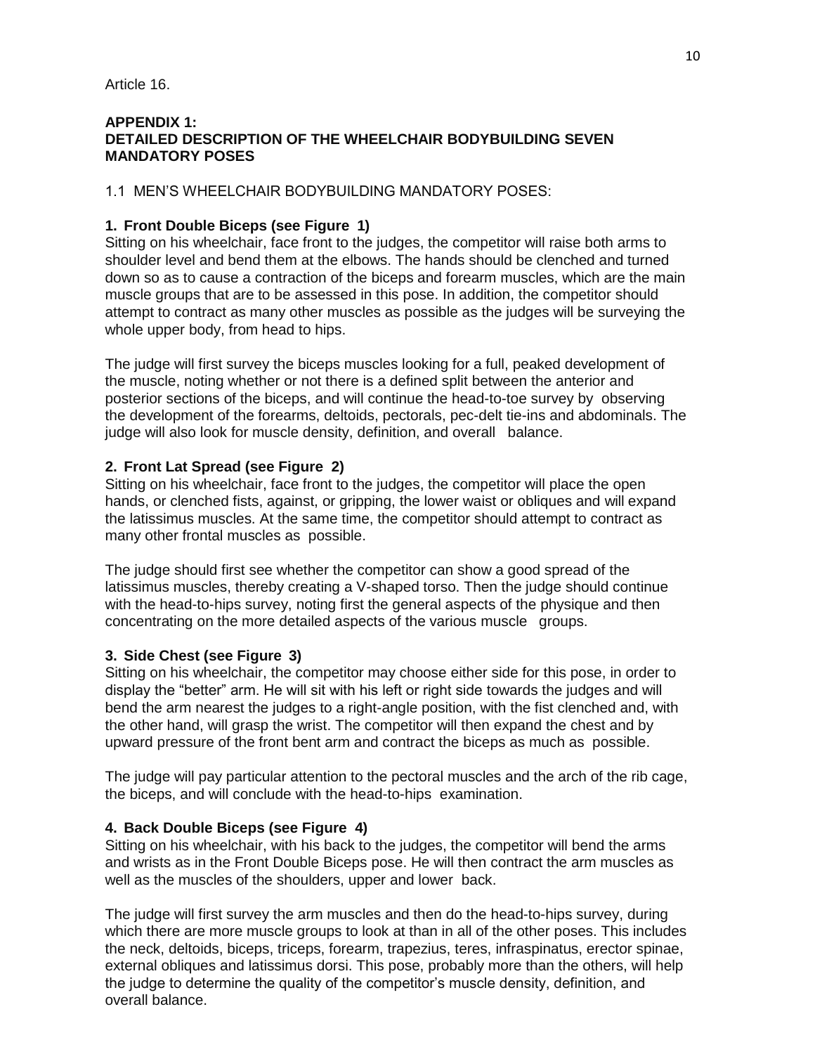Article 16.

**APPENDIX 1:**
**DETAILED DESCRIPTION OF THE WHEELCHAIR BODYBUILDING SEVEN MANDATORY POSES**

1.1 MEN'S WHEELCHAIR BODYBUILDING MANDATORY POSES:

**1. Front Double Biceps (see Figure 1)**

Sitting on his wheelchair, face front to the judges, the competitor will raise both arms to shoulder level and bend them at the elbows. The hands should be clenched and turned down so as to cause a contraction of the biceps and forearm muscles, which are the main muscle groups that are to be assessed in this pose. In addition, the competitor should attempt to contract as many other muscles as possible as the judges will be surveying the whole upper body, from head to hips.

The judge will first survey the biceps muscles looking for a full, peaked development of the muscle, noting whether or not there is a defined split between the anterior and posterior sections of the biceps, and will continue the head-to-toe survey by observing the development of the forearms, deltoids, pectorals, pec-delt tie-ins and abdominals. The judge will also look for muscle density, definition, and overall balance.

**2. Front Lat Spread (see Figure 2)**

Sitting on his wheelchair, face front to the judges, the competitor will place the open hands, or clenched fists, against, or gripping, the lower waist or obliques and will expand the latissimus muscles. At the same time, the competitor should attempt to contract as many other frontal muscles as possible.

The judge should first see whether the competitor can show a good spread of the latissimus muscles, thereby creating a V-shaped torso. Then the judge should continue with the head-to-hips survey, noting first the general aspects of the physique and then concentrating on the more detailed aspects of the various muscle groups.

**3. Side Chest (see Figure 3)**

Sitting on his wheelchair, the competitor may choose either side for this pose, in order to display the "better" arm. He will sit with his left or right side towards the judges and will bend the arm nearest the judges to a right-angle position, with the fist clenched and, with the other hand, will grasp the wrist. The competitor will then expand the chest and by upward pressure of the front bent arm and contract the biceps as much as possible.

The judge will pay particular attention to the pectoral muscles and the arch of the rib cage, the biceps, and will conclude with the head-to-hips examination.

**4. Back Double Biceps (see Figure 4)**

Sitting on his wheelchair, with his back to the judges, the competitor will bend the arms and wrists as in the Front Double Biceps pose. He will then contract the arm muscles as well as the muscles of the shoulders, upper and lower back.

The judge will first survey the arm muscles and then do the head-to-hips survey, during which there are more muscle groups to look at than in all of the other poses. This includes the neck, deltoids, biceps, triceps, forearm, trapezius, teres, infraspinatus, erector spinae, external obliques and latissimus dorsi. This pose, probably more than the others, will help the judge to determine the quality of the competitor's muscle density, definition, and overall balance.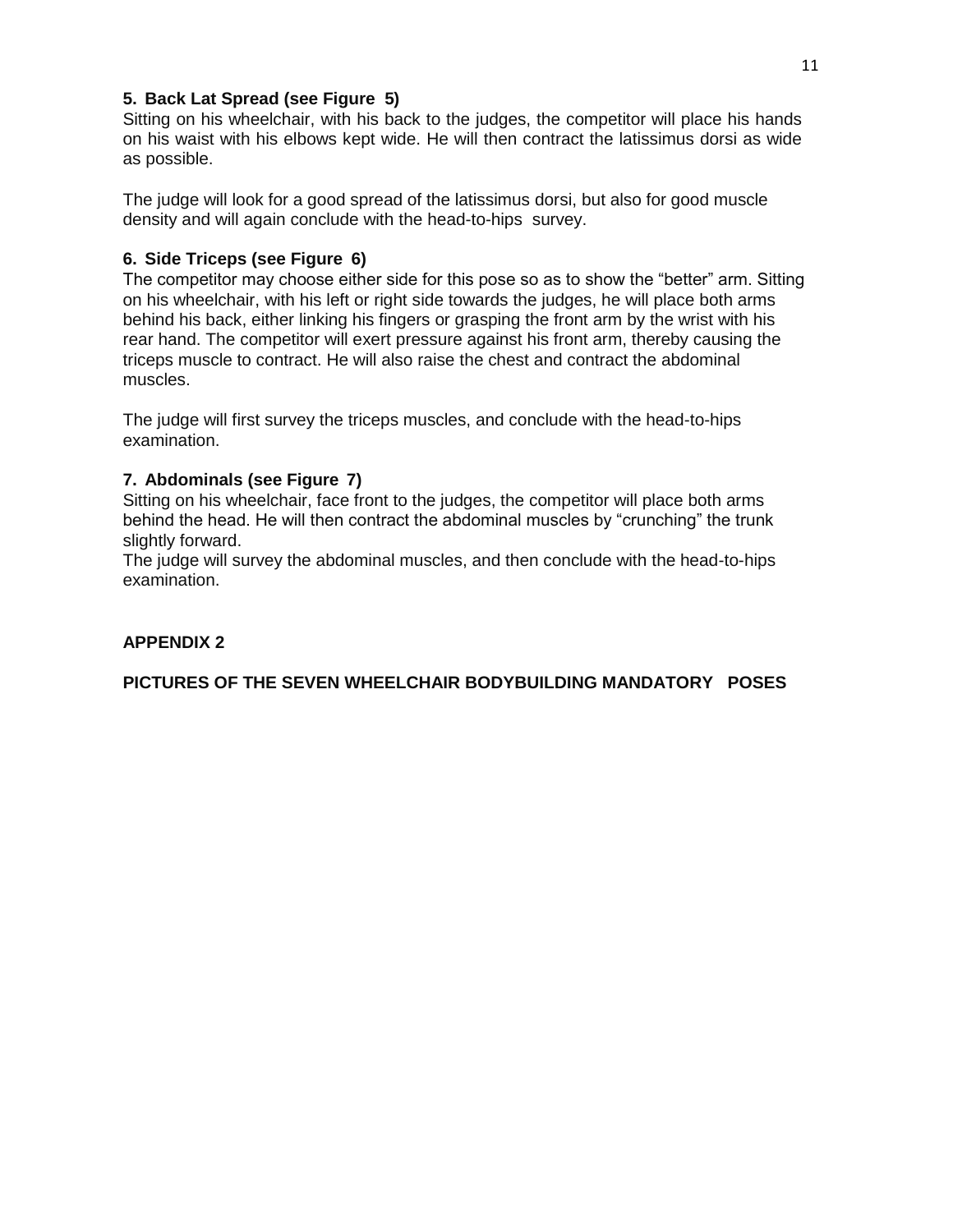#### 5. Back Lat Spread (see Figure 5)

Sitting on his wheelchair, with his back to the judges, the competitor will place his hands on his waist with his elbows kept wide. He will then contract the latissimus dorsi as wide as possible.

The judge will look for a good spread of the latissimus dorsi, but also for good muscle density and will again conclude with the head-to-hips survey.

#### 6. Side Triceps (see Figure 6)

The competitor may choose either side for this pose so as to show the "better" arm. Sitting on his wheelchair, with his left or right side towards the judges, he will place both arms behind his back, either linking his fingers or grasping the front arm by the wrist with his rear hand. The competitor will exert pressure against his front arm, thereby causing the triceps muscle to contract. He will also raise the chest and contract the abdominal muscles.

The judge will first survey the triceps muscles, and conclude with the head-to-hips examination.

#### 7. Abdominals (see Figure 7)

Sitting on his wheelchair, face front to the judges, the competitor will place both arms behind the head. He will then contract the abdominal muscles by "crunching" the trunk slightly forward.
The judge will survey the abdominal muscles, and then conclude with the head-to-hips examination.

## APPENDIX 2

## PICTURES OF THE SEVEN WHEELCHAIR BODYBUILDING MANDATORY POSES